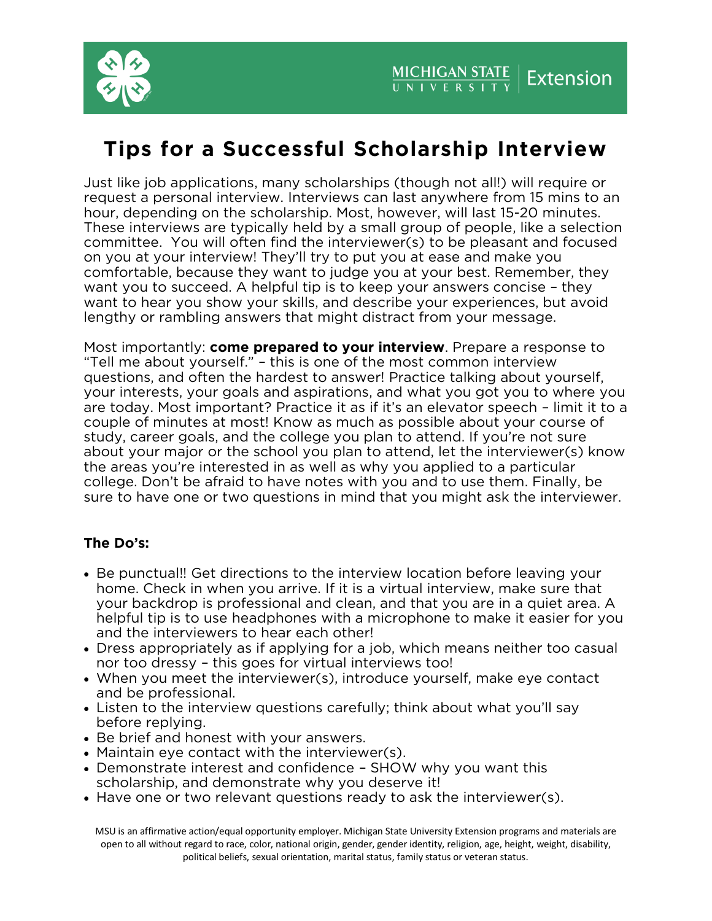# Tips for a Successful Scholarship Interview

Just like job applications, many scholarships (though not all!) will require or request a personal interview. Interviews can last anywhere from 15 mins to an hour, depending on the scholarship. Most, however, will last 15-20 minutes. These interviews are typically held by a small group of people, like a selection committee. You will often find the interviewer(s) to be pleasant and focused on you at your interview! They'll try to put you at ease and make you comfortable, because they want to judge you at your best. Remember, they want you to succeed. A helpful tip is to keep your answers concise – they want to hear you show your skills, and describe your experiences, but avoid lengthy or rambling answers that might distract from your message.

Most importantly: **come prepared to your interview**. Prepare a response to "Tell me about yourself." – this is one of the most common interview questions, and often the hardest to answer! Practice talking about yourself, your interests, your goals and aspirations, and what you got you to where you are today. Most important? Practice it as if it's an elevator speech – limit it to a couple of minutes at most! Know as much as possible about your course of study, career goals, and the college you plan to attend. If you're not sure about your major or the school you plan to attend, let the interviewer(s) know the areas you're interested in as well as why you applied to a particular college. Don't be afraid to have notes with you and to use them. Finally, be sure to have one or two questions in mind that you might ask the interviewer.

**The Do's:**

- Be punctual!! Get directions to the interview location before leaving your home. Check in when you arrive. If it is a virtual interview, make sure that your backdrop is professional and clean, and that you are in a quiet area. A helpful tip is to use headphones with a microphone to make it easier for you and the interviewers to hear each other!
- Dress appropriately as if applying for a job, which means neither too casual nor too dressy – this goes for virtual interviews too!
- When you meet the interviewer(s), introduce yourself, make eye contact and be professional.
- Listen to the interview questions carefully; think about what you'll say before replying.
- Be brief and honest with your answers.
- Maintain eye contact with the interviewer(s).
- Demonstrate interest and confidence – SHOW why you want this scholarship, and demonstrate why you deserve it!
- Have one or two relevant questions ready to ask the interviewer(s).

MSU is an affirmative action/equal opportunity employer. Michigan State University Extension programs and materials are open to all without regard to race, color, national origin, gender, gender identity, religion, age, height, weight, disability, political beliefs, sexual orientation, marital status, family status or veteran status.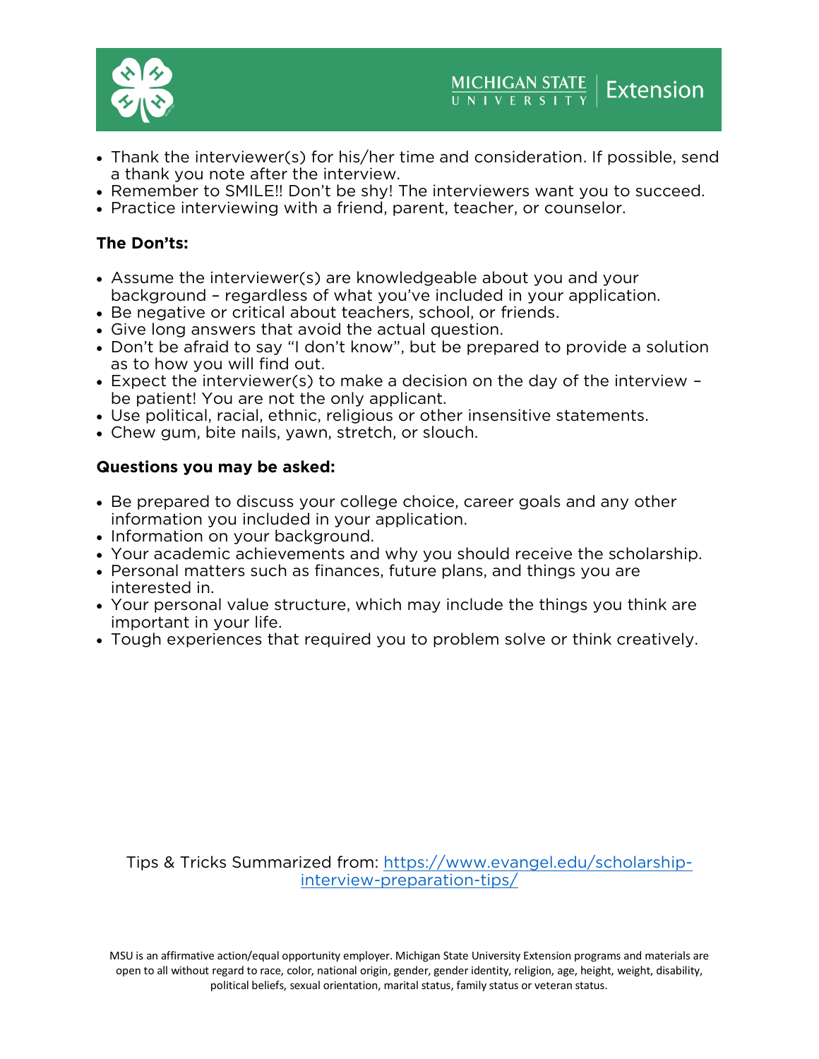- Thank the interviewer(s) for his/her time and consideration. If possible, send a thank you note after the interview.
- Remember to SMILE!! Don't be shy! The interviewers want you to succeed.
- Practice interviewing with a friend, parent, teacher, or counselor.

**The Don'ts:**

- Assume the interviewer(s) are knowledgeable about you and your background – regardless of what you've included in your application.
- Be negative or critical about teachers, school, or friends.
- Give long answers that avoid the actual question.
- Don't be afraid to say "I don't know", but be prepared to provide a solution as to how you will find out.
- Expect the interviewer(s) to make a decision on the day of the interview – be patient! You are not the only applicant.
- Use political, racial, ethnic, religious or other insensitive statements.
- Chew gum, bite nails, yawn, stretch, or slouch.

**Questions you may be asked:**

- Be prepared to discuss your college choice, career goals and any other information you included in your application.
- Information on your background.
- Your academic achievements and why you should receive the scholarship.
- Personal matters such as finances, future plans, and things you are interested in.
- Your personal value structure, which may include the things you think are important in your life.
- Tough experiences that required you to problem solve or think creatively.

Tips & Tricks Summarized from: [https://www.evangel.edu/scholarship-interview-preparation-tips/](https://www.evangel.edu/scholarship-interview-preparation-tips/)

MSU is an affirmative action/equal opportunity employer. Michigan State University Extension programs and materials are open to all without regard to race, color, national origin, gender, gender identity, religion, age, height, weight, disability, political beliefs, sexual orientation, marital status, family status or veteran status.